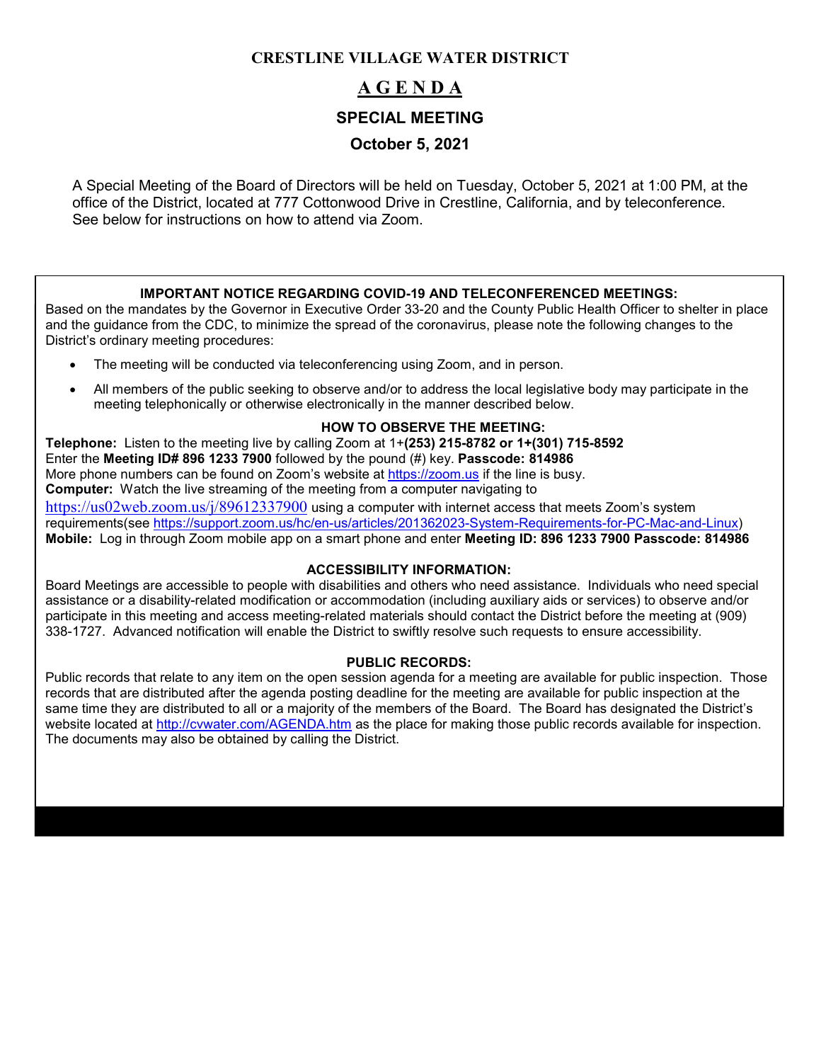# CRESTLINE VILLAGE WATER DISTRICT

## A G E N D A

## SPECIAL MEETING

## October 5, 2021

A Special Meeting of the Board of Directors will be held on Tuesday, October 5, 2021 at 1:00 PM, at the office of the District, located at 777 Cottonwood Drive in Crestline, California, and by teleconference. See below for instructions on how to attend via Zoom.

**IMPORTANT NOTICE REGARDING COVID-19 AND TELECONFERENCED MEETINGS:**

Based on the mandates by the Governor in Executive Order 33-20 and the County Public Health Officer to shelter in place and the guidance from the CDC, to minimize the spread of the coronavirus, please note the following changes to the District's ordinary meeting procedures:

- The meeting will be conducted via teleconferencing using Zoom, and in person.
- All members of the public seeking to observe and/or to address the local legislative body may participate in the meeting telephonically or otherwise electronically in the manner described below.

**HOW TO OBSERVE THE MEETING:**

**Telephone:** Listen to the meeting live by calling Zoom at 1+**(253) 215-8782 or 1+(301) 715-8592**
Enter the **Meeting ID# 896 1233 7900** followed by the pound (#) key. **Passcode: 814986**
More phone numbers can be found on Zoom's website at https://zoom.us if the line is busy.
**Computer:** Watch the live streaming of the meeting from a computer navigating to https://us02web.zoom.us/j/89612337900 using a computer with internet access that meets Zoom's system requirements(see https://support.zoom.us/hc/en-us/articles/201362023-System-Requirements-for-PC-Mac-and-Linux)
**Mobile:** Log in through Zoom mobile app on a smart phone and enter **Meeting ID: 896 1233 7900 Passcode: 814986**

**ACCESSIBILITY INFORMATION:**

Board Meetings are accessible to people with disabilities and others who need assistance. Individuals who need special assistance or a disability-related modification or accommodation (including auxiliary aids or services) to observe and/or participate in this meeting and access meeting-related materials should contact the District before the meeting at (909) 338-1727. Advanced notification will enable the District to swiftly resolve such requests to ensure accessibility.

**PUBLIC RECORDS:**

Public records that relate to any item on the open session agenda for a meeting are available for public inspection. Those records that are distributed after the agenda posting deadline for the meeting are available for public inspection at the same time they are distributed to all or a majority of the members of the Board. The Board has designated the District's website located at http://cvwater.com/AGENDA.htm as the place for making those public records available for inspection. The documents may also be obtained by calling the District.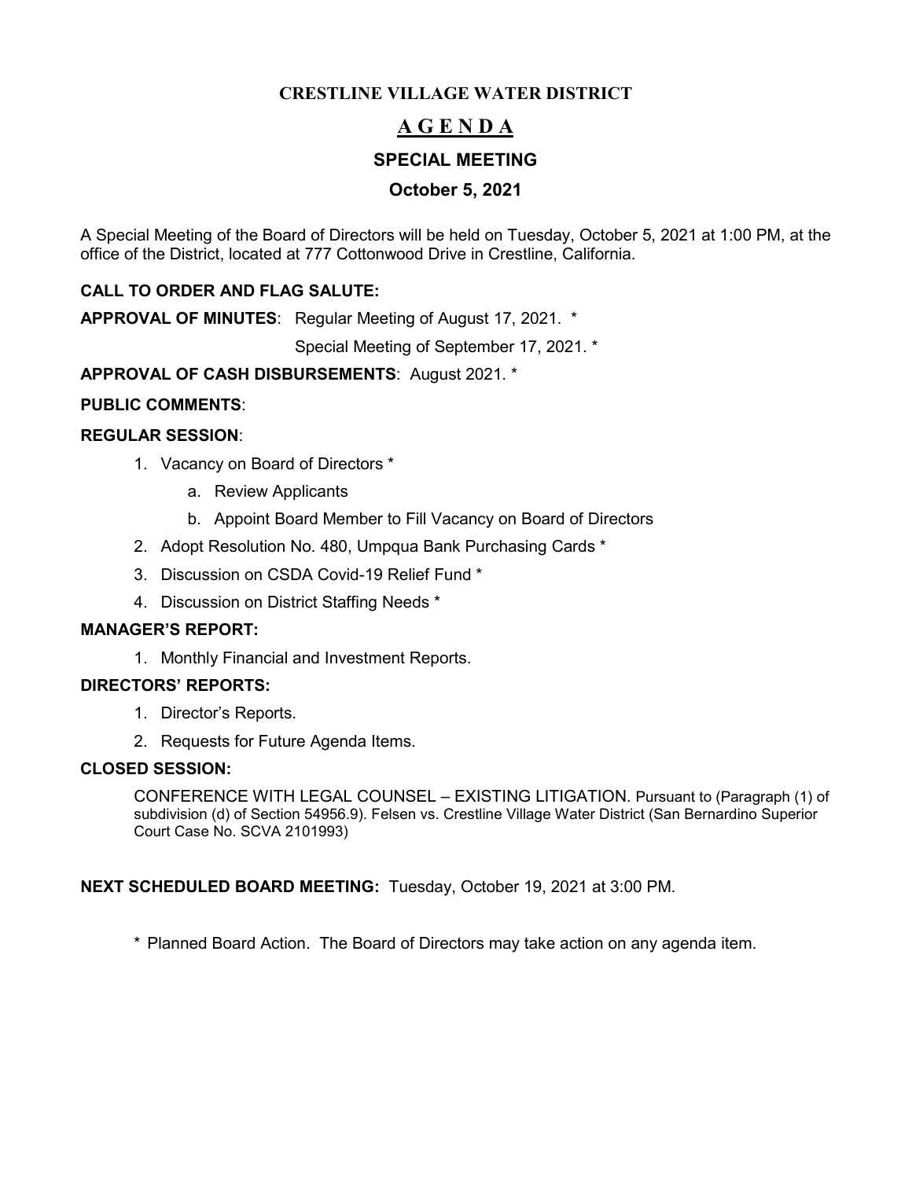# CRESTLINE VILLAGE WATER DISTRICT

## A G E N D A

## SPECIAL MEETING

## October 5, 2021

A Special Meeting of the Board of Directors will be held on Tuesday, October 5, 2021 at 1:00 PM, at the office of the District, located at 777 Cottonwood Drive in Crestline, California.

**CALL TO ORDER AND FLAG SALUTE:**

**APPROVAL OF MINUTES**: Regular Meeting of August 17, 2021. *

Special Meeting of September 17, 2021. *

**APPROVAL OF CASH DISBURSEMENTS**: August 2021. *

**PUBLIC COMMENTS**:

**REGULAR SESSION**:

1. Vacancy on Board of Directors *
    a. Review Applicants
    b. Appoint Board Member to Fill Vacancy on Board of Directors
2. Adopt Resolution No. 480, Umpqua Bank Purchasing Cards *
3. Discussion on CSDA Covid-19 Relief Fund *
4. Discussion on District Staffing Needs *

**MANAGER'S REPORT:**

1. Monthly Financial and Investment Reports.

**DIRECTORS' REPORTS:**

1. Director's Reports.
2. Requests for Future Agenda Items.

**CLOSED SESSION:**

CONFERENCE WITH LEGAL COUNSEL – EXISTING LITIGATION. Pursuant to (Paragraph (1) of subdivision (d) of Section 54956.9). Felsen vs. Crestline Village Water District (San Bernardino Superior Court Case No. SCVA 2101993)

**NEXT SCHEDULED BOARD MEETING:** Tuesday, October 19, 2021 at 3:00 PM.

* Planned Board Action. The Board of Directors may take action on any agenda item.